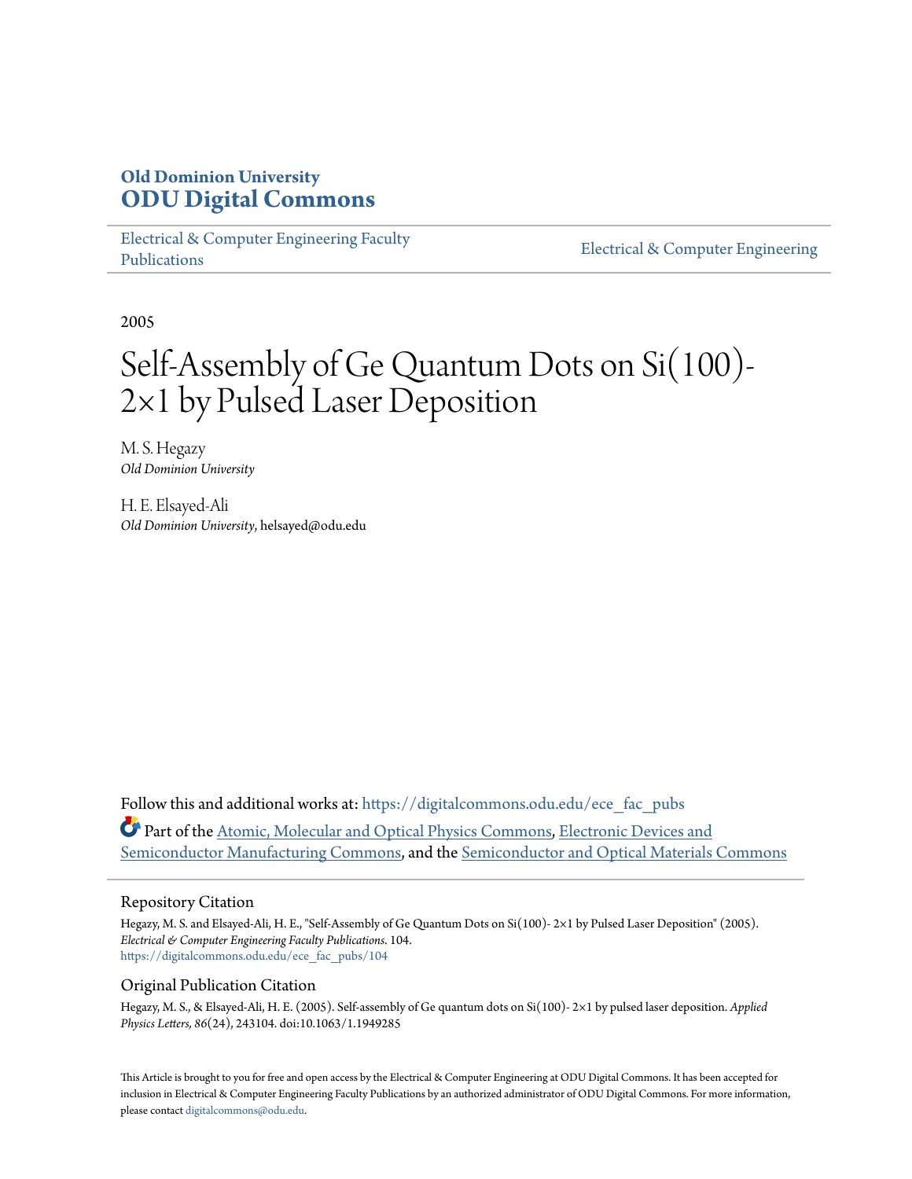**Old Dominion University**
**ODU Digital Commons**

Electrical & Computer Engineering Faculty Publications | Electrical & Computer Engineering

2005

# Self-Assembly of Ge Quantum Dots on Si(100)-2×1 by Pulsed Laser Deposition

M. S. Hegazy
*Old Dominion University*

H. E. Elsayed-Ali
*Old Dominion University*, helsayed@odu.edu

Follow this and additional works at: https://digitalcommons.odu.edu/ece_fac_pubs

Part of the Atomic, Molecular and Optical Physics Commons, Electronic Devices and Semiconductor Manufacturing Commons, and the Semiconductor and Optical Materials Commons

## Repository Citation

Hegazy, M. S. and Elsayed-Ali, H. E., "Self-Assembly of Ge Quantum Dots on Si(100)- 2×1 by Pulsed Laser Deposition" (2005). *Electrical & Computer Engineering Faculty Publications*. 104.
https://digitalcommons.odu.edu/ece_fac_pubs/104

## Original Publication Citation

Hegazy, M. S., & Elsayed-Ali, H. E. (2005). Self-assembly of Ge quantum dots on Si(100)- 2×1 by pulsed laser deposition. *Applied Physics Letters, 86*(24), 243104. doi:10.1063/1.1949285

This Article is brought to you for free and open access by the Electrical & Computer Engineering at ODU Digital Commons. It has been accepted for inclusion in Electrical & Computer Engineering Faculty Publications by an authorized administrator of ODU Digital Commons. For more information, please contact digitalcommons@odu.edu.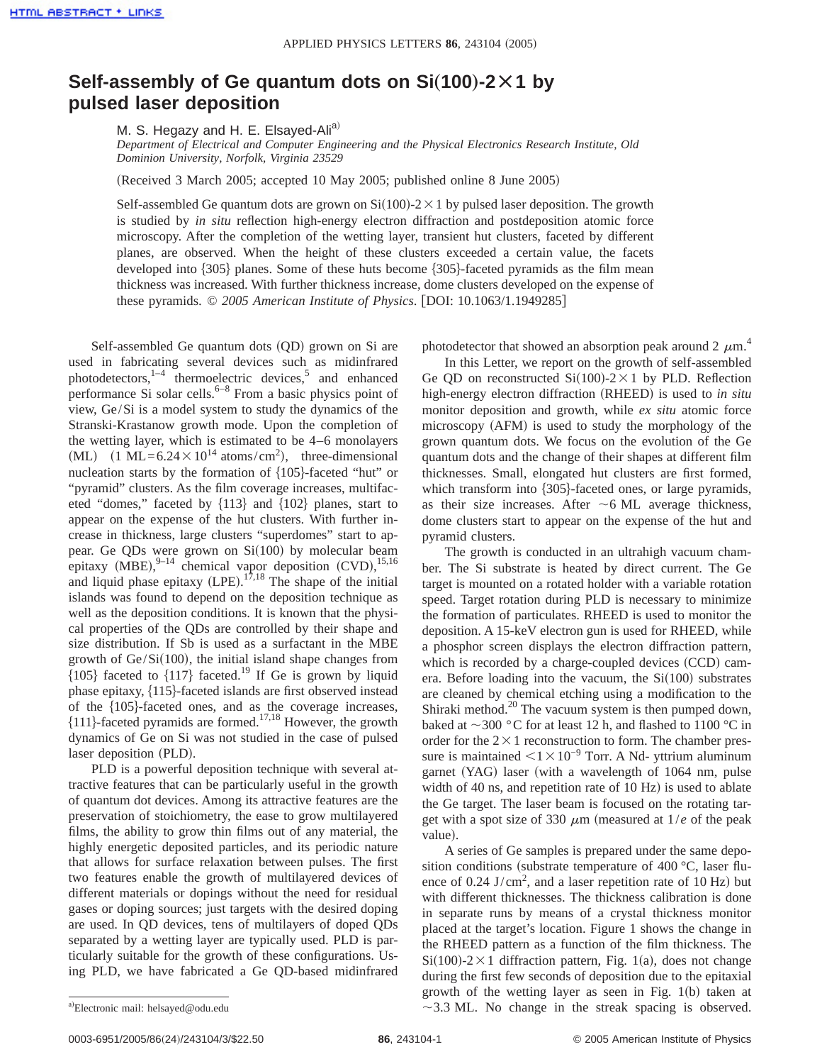# Self-assembly of Ge quantum dots on Si(100)-2×1 by pulsed laser deposition

M. S. Hegazy and H. E. Elsayed-Ali[a)]

*Department of Electrical and Computer Engineering and the Physical Electronics Research Institute, Old Dominion University, Norfolk, Virginia 23529*

(Received 3 March 2005; accepted 10 May 2005; published online 8 June 2005)

Self-assembled Ge quantum dots are grown on Si(100)-2×1 by pulsed laser deposition. The growth is studied by *in situ* reflection high-energy electron diffraction and postdeposition atomic force microscopy. After the completion of the wetting layer, transient hut clusters, faceted by different planes, are observed. When the height of these clusters exceeded a certain value, the facets developed into {305} planes. Some of these huts become {305}-faceted pyramids as the film mean thickness was increased. With further thickness increase, dome clusters developed on the expense of these pyramids. © *2005 American Institute of Physics*. [DOI: 10.1063/1.1949285]

Self-assembled Ge quantum dots (QD) grown on Si are used in fabricating several devices such as midinfrared photodetectors,[1–4] thermoelectric devices,[5] and enhanced performance Si solar cells.[6–8] From a basic physics point of view, Ge/Si is a model system to study the dynamics of the Stranski-Krastanow growth mode. Upon the completion of the wetting layer, which is estimated to be 4–6 monolayers (ML) ($1\ \text{ML}=6.24\times10^{14}\ \text{atoms/cm}^2$), three-dimensional nucleation starts by the formation of {105}-faceted "hut" or "pyramid" clusters. As the film coverage increases, multifaceted "domes," faceted by {113} and {102} planes, start to appear on the expense of the hut clusters. With further increase in thickness, large clusters "superdomes" start to appear. Ge QDs were grown on Si(100) by molecular beam epitaxy (MBE),[9–14] chemical vapor deposition (CVD),[15,16] and liquid phase epitaxy (LPE).[17,18] The shape of the initial islands was found to depend on the deposition technique as well as the deposition conditions. It is known that the physical properties of the QDs are controlled by their shape and size distribution. If Sb is used as a surfactant in the MBE growth of Ge/Si(100), the initial island shape changes from {105} faceted to {117} faceted.[19] If Ge is grown by liquid phase epitaxy, {115}-faceted islands are first observed instead of the {105}-faceted ones, and as the coverage increases, {111}-faceted pyramids are formed.[17,18] However, the growth dynamics of Ge on Si was not studied in the case of pulsed laser deposition (PLD).

PLD is a powerful deposition technique with several attractive features that can be particularly useful in the growth of quantum dot devices. Among its attractive features are the preservation of stoichiometry, the ease to grow multilayered films, the ability to grow thin films out of any material, the highly energetic deposited particles, and its periodic nature that allows for surface relaxation between pulses. The first two features enable the growth of multilayered devices of different materials or dopings without the need for residual gases or doping sources; just targets with the desired doping are used. In QD devices, tens of multilayers of doped QDs separated by a wetting layer are typically used. PLD is particularly suitable for the growth of these configurations. Using PLD, we have fabricated a Ge QD-based midinfrared photodetector that showed an absorption peak around 2 $\mu$m.[4]

In this Letter, we report on the growth of self-assembled Ge QD on reconstructed Si(100)-2×1 by PLD. Reflection high-energy electron diffraction (RHEED) is used to *in situ* monitor deposition and growth, while *ex situ* atomic force microscopy (AFM) is used to study the morphology of the grown quantum dots. We focus on the evolution of the Ge quantum dots and the change of their shapes at different film thicknesses. Small, elongated hut clusters are first formed, which transform into {305}-faceted ones, or large pyramids, as their size increases. After ~6 ML average thickness, dome clusters start to appear on the expense of the hut and pyramid clusters.

The growth is conducted in an ultrahigh vacuum chamber. The Si substrate is heated by direct current. The Ge target is mounted on a rotated holder with a variable rotation speed. Target rotation during PLD is necessary to minimize the formation of particulates. RHEED is used to monitor the deposition. A 15-keV electron gun is used for RHEED, while a phosphor screen displays the electron diffraction pattern, which is recorded by a charge-coupled devices (CCD) camera. Before loading into the vacuum, the Si(100) substrates are cleaned by chemical etching using a modification to the Shiraki method.[20] The vacuum system is then pumped down, baked at ~300 °C for at least 12 h, and flashed to 1100 °C in order for the 2×1 reconstruction to form. The chamber pressure is maintained $<1\times10^{-9}$ Torr. A Nd- yttrium aluminum garnet (YAG) laser (with a wavelength of 1064 nm, pulse width of 40 ns, and repetition rate of 10 Hz) is used to ablate the Ge target. The laser beam is focused on the rotating target with a spot size of 330 $\mu$m (measured at $1/e$ of the peak value).

A series of Ge samples is prepared under the same deposition conditions (substrate temperature of 400 °C, laser fluence of 0.24 J/cm$^2$, and a laser repetition rate of 10 Hz) but with different thicknesses. The thickness calibration is done in separate runs by means of a crystal thickness monitor placed at the target's location. Figure 1 shows the change in the RHEED pattern as a function of the film thickness. The Si(100)-2×1 diffraction pattern, Fig. 1(a), does not change during the first few seconds of deposition due to the epitaxial growth of the wetting layer as seen in Fig. 1(b) taken at ~3.3 ML. No change in the streak spacing is observed.

[a)]Electronic mail: helsayed@odu.edu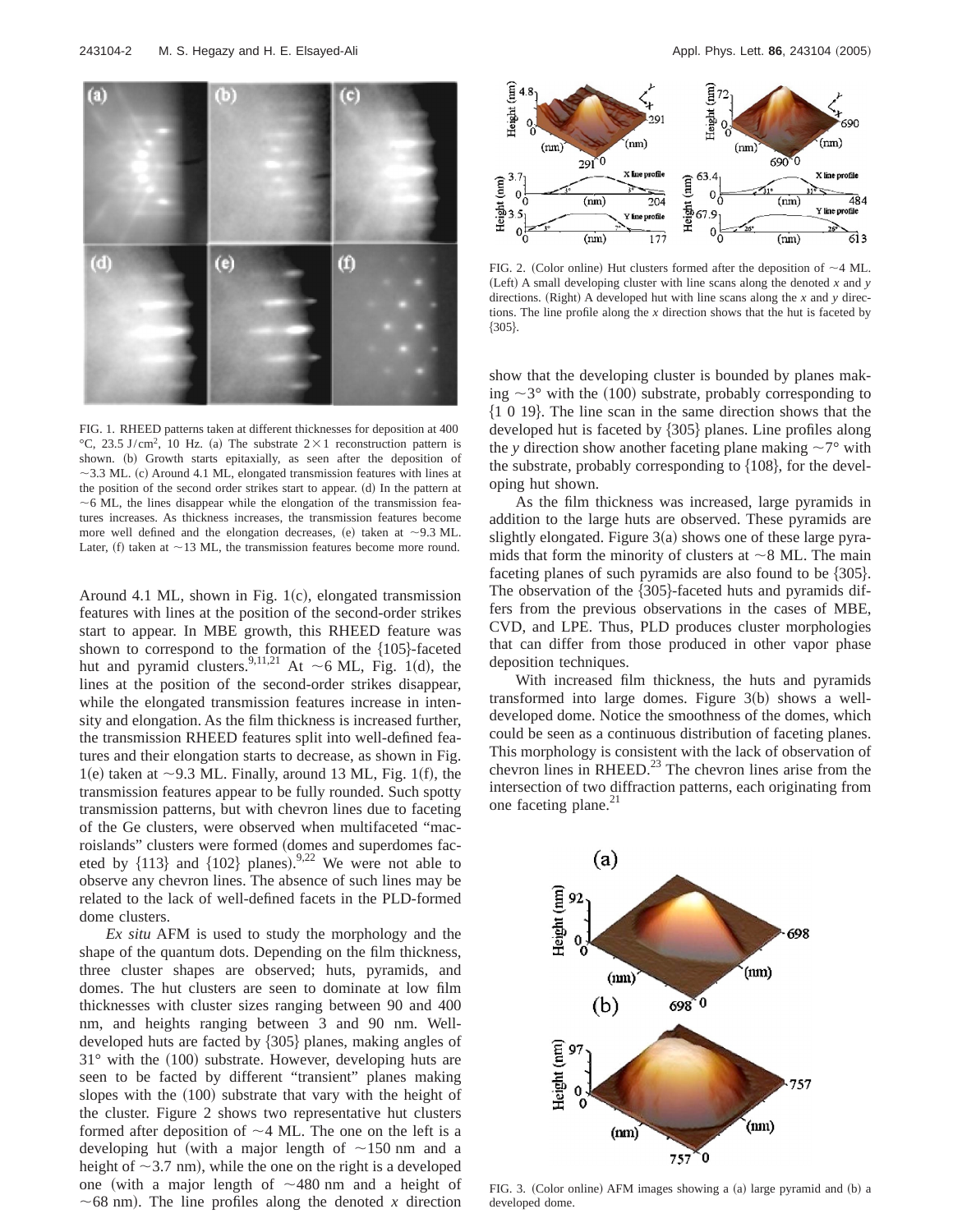FIG. 1. RHEED patterns taken at different thicknesses for deposition at 400 °C, 23.5 J/cm$^2$, 10 Hz. (a) The substrate $2\times1$ reconstruction pattern is shown. (b) Growth starts epitaxially, as seen after the deposition of ~3.3 ML. (c) Around 4.1 ML, elongated transmission features with lines at the position of the second order strikes start to appear. (d) In the pattern at ~6 ML, the lines disappear while the elongation of the transmission features increases. As thickness increases, the transmission features become more well defined and the elongation decreases, (e) taken at ~9.3 ML. Later, (f) taken at ~13 ML, the transmission features become more round.

Around 4.1 ML, shown in Fig. 1(c), elongated transmission features with lines at the position of the second-order strikes start to appear. In MBE growth, this RHEED feature was shown to correspond to the formation of the {105}-faceted hut and pyramid clusters.[9,11,21] At ~6 ML, Fig. 1(d), the lines at the position of the second-order strikes disappear, while the elongated transmission features increase in intensity and elongation. As the film thickness is increased further, the transmission RHEED features split into well-defined features and their elongation starts to decrease, as shown in Fig. 1(e) taken at ~9.3 ML. Finally, around 13 ML, Fig. 1(f), the transmission features appear to be fully rounded. Such spotty transmission patterns, but with chevron lines due to faceting of the Ge clusters, were observed when multifaceted "macroislands" clusters were formed (domes and superdomes faceted by {113} and {102} planes).[9,22] We were not able to observe any chevron lines. The absence of such lines may be related to the lack of well-defined facets in the PLD-formed dome clusters.

*Ex situ* AFM is used to study the morphology and the shape of the quantum dots. Depending on the film thickness, three cluster shapes are observed; huts, pyramids, and domes. The hut clusters are seen to dominate at low film thicknesses with cluster sizes ranging between 90 and 400 nm, and heights ranging between 3 and 90 nm. Well-developed huts are facted by {305} planes, making angles of 31° with the (100) substrate. However, developing huts are seen to be facted by different "transient" planes making slopes with the (100) substrate that vary with the height of the cluster. Figure 2 shows two representative hut clusters formed after deposition of ~4 ML. The one on the left is a developing hut (with a major length of ~150 nm and a height of ~3.7 nm), while the one on the right is a developed one (with a major length of ~480 nm and a height of ~68 nm). The line profiles along the denoted *x* direction show that the developing cluster is bounded by planes making ~3° with the (100) substrate, probably corresponding to {1 0 19}. The line scan in the same direction shows that the developed hut is faceted by {305} planes. Line profiles along the *y* direction show another faceting plane making ~7° with the substrate, probably corresponding to {108}, for the developing hut shown.

FIG. 2. (Color online) Hut clusters formed after the deposition of ~4 ML. (Left) A small developing cluster with line scans along the denoted *x* and *y* directions. (Right) A developed hut with line scans along the *x* and *y* directions. The line profile along the *x* direction shows that the hut is faceted by {305}.

As the film thickness was increased, large pyramids in addition to the large huts are observed. These pyramids are slightly elongated. Figure 3(a) shows one of these large pyramids that form the minority of clusters at ~8 ML. The main faceting planes of such pyramids are also found to be {305}. The observation of the {305}-faceted huts and pyramids differs from the previous observations in the cases of MBE, CVD, and LPE. Thus, PLD produces cluster morphologies that can differ from those produced in other vapor phase deposition techniques.

With increased film thickness, the huts and pyramids transformed into large domes. Figure 3(b) shows a well-developed dome. Notice the smoothness of the domes, which could be seen as a continuous distribution of faceting planes. This morphology is consistent with the lack of observation of chevron lines in RHEED.[23] The chevron lines arise from the intersection of two diffraction patterns, each originating from one faceting plane.[21]

FIG. 3. (Color online) AFM images showing a (a) large pyramid and (b) a developed dome.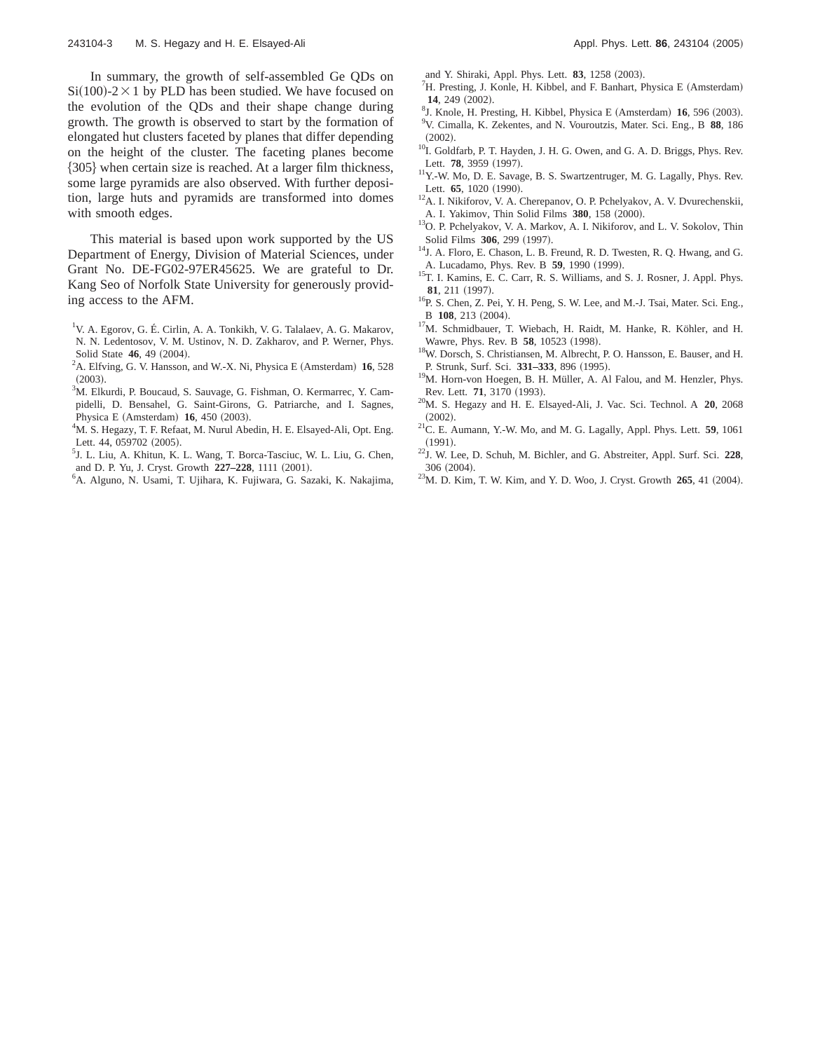In summary, the growth of self-assembled Ge QDs on Si(100)-2×1 by PLD has been studied. We have focused on the evolution of the QDs and their shape change during growth. The growth is observed to start by the formation of elongated hut clusters faceted by planes that differ depending on the height of the cluster. The faceting planes become {305} when certain size is reached. At a larger film thickness, some large pyramids are also observed. With further deposition, large huts and pyramids are transformed into domes with smooth edges.

This material is based upon work supported by the US Department of Energy, Division of Material Sciences, under Grant No. DE-FG02-97ER45625. We are grateful to Dr. Kang Seo of Norfolk State University for generously providing access to the AFM.

[1] V. A. Egorov, G. É. Cirlin, A. A. Tonkikh, V. G. Talalaev, A. G. Makarov, N. N. Ledentosov, V. M. Ustinov, N. D. Zakharov, and P. Werner, Phys. Solid State **46**, 49 (2004).
[2] A. Elfving, G. V. Hansson, and W.-X. Ni, Physica E (Amsterdam) **16**, 528 (2003).
[3] M. Elkurdi, P. Boucaud, S. Sauvage, G. Fishman, O. Kermarrec, Y. Campidelli, D. Bensahel, G. Saint-Girons, G. Patriarche, and I. Sagnes, Physica E (Amsterdam) **16**, 450 (2003).
[4] M. S. Hegazy, T. F. Refaat, M. Nurul Abedin, H. E. Elsayed-Ali, Opt. Eng. Lett. 44, 059702 (2005).
[5] J. L. Liu, A. Khitun, K. L. Wang, T. Borca-Tasciuc, W. L. Liu, G. Chen, and D. P. Yu, J. Cryst. Growth **227–228**, 1111 (2001).
[6] A. Alguno, N. Usami, T. Ujihara, K. Fujiwara, G. Sazaki, K. Nakajima, and Y. Shiraki, Appl. Phys. Lett. **83**, 1258 (2003).
[7] H. Presting, J. Konle, H. Kibbel, and F. Banhart, Physica E (Amsterdam) **14**, 249 (2002).
[8] J. Knole, H. Presting, H. Kibbel, Physica E (Amsterdam) **16**, 596 (2003).
[9] V. Cimalla, K. Zekentes, and N. Vouroutzis, Mater. Sci. Eng., B **88**, 186 (2002).
[10] I. Goldfarb, P. T. Hayden, J. H. G. Owen, and G. A. D. Briggs, Phys. Rev. Lett. **78**, 3959 (1997).
[11] Y.-W. Mo, D. E. Savage, B. S. Swartzentruger, M. G. Lagally, Phys. Rev. Lett. **65**, 1020 (1990).
[12] A. I. Nikiforov, V. A. Cherepanov, O. P. Pchelyakov, A. V. Dvurechenskii, A. I. Yakimov, Thin Solid Films **380**, 158 (2000).
[13] O. P. Pchelyakov, V. A. Markov, A. I. Nikiforov, and L. V. Sokolov, Thin Solid Films **306**, 299 (1997).
[14] J. A. Floro, E. Chason, L. B. Freund, R. D. Twesten, R. Q. Hwang, and G. A. Lucadamo, Phys. Rev. B **59**, 1990 (1999).
[15] T. I. Kamins, E. C. Carr, R. S. Williams, and S. J. Rosner, J. Appl. Phys. **81**, 211 (1997).
[16] P. S. Chen, Z. Pei, Y. H. Peng, S. W. Lee, and M.-J. Tsai, Mater. Sci. Eng., B **108**, 213 (2004).
[17] M. Schmidbauer, T. Wiebach, H. Raidt, M. Hanke, R. Köhler, and H. Wawre, Phys. Rev. B **58**, 10523 (1998).
[18] W. Dorsch, S. Christiansen, M. Albrecht, P. O. Hansson, E. Bauser, and H. P. Strunk, Surf. Sci. **331–333**, 896 (1995).
[19] M. Horn-von Hoegen, B. H. Müller, A. Al Falou, and M. Henzler, Phys. Rev. Lett. **71**, 3170 (1993).
[20] M. S. Hegazy and H. E. Elsayed-Ali, J. Vac. Sci. Technol. A **20**, 2068 (2002).
[21] C. E. Aumann, Y.-W. Mo, and M. G. Lagally, Appl. Phys. Lett. **59**, 1061 (1991).
[22] J. W. Lee, D. Schuh, M. Bichler, and G. Abstreiter, Appl. Surf. Sci. **228**, 306 (2004).
[23] M. D. Kim, T. W. Kim, and Y. D. Woo, J. Cryst. Growth **265**, 41 (2004).